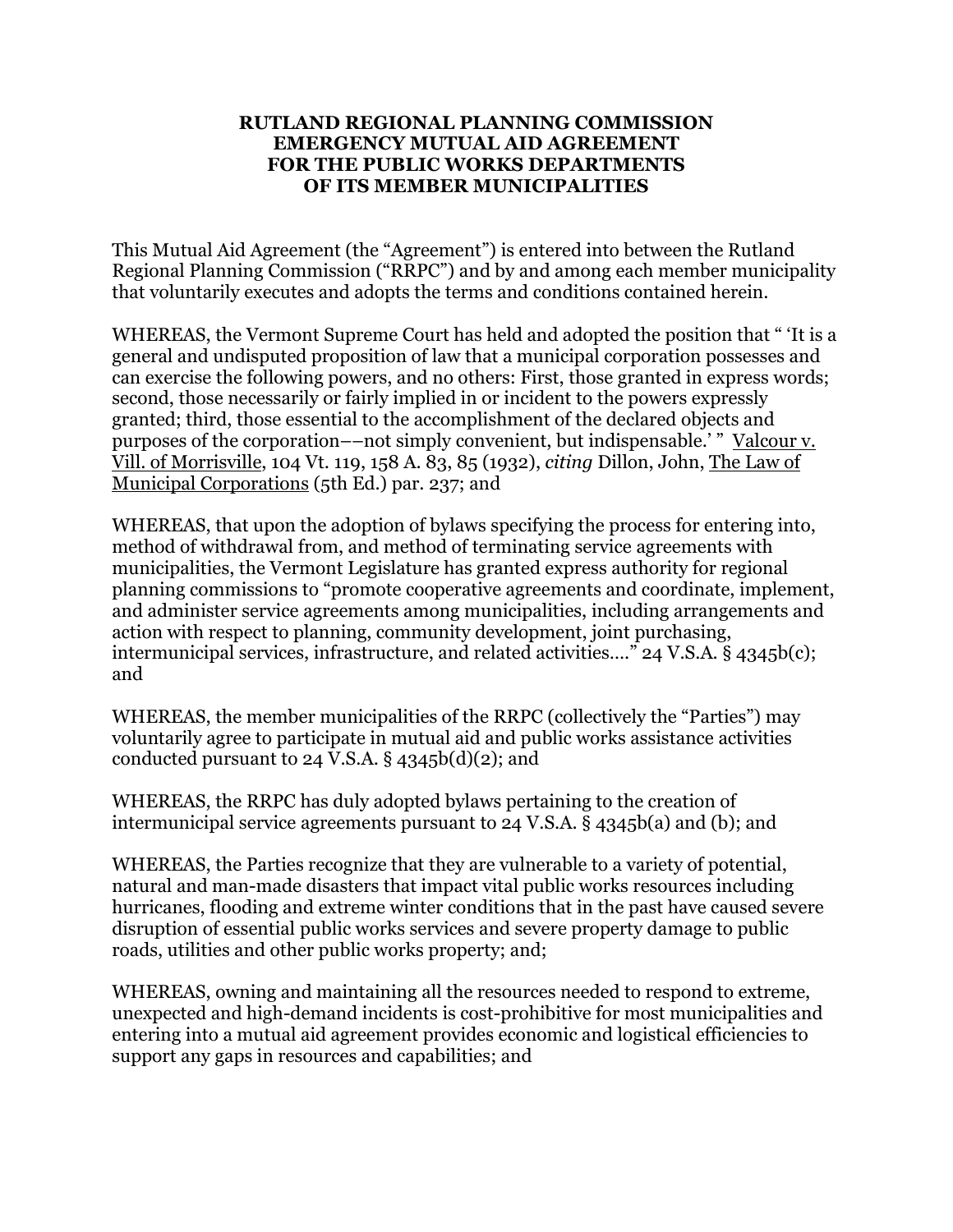# RUTLAND REGIONAL PLANNING COMMISSION EMERGENCY MUTUAL AID AGREEMENT FOR THE PUBLIC WORKS DEPARTMENTS OF ITS MEMBER MUNICIPALITIES

This Mutual Aid Agreement (the "Agreement") is entered into between the Rutland Regional Planning Commission ("RRPC") and by and among each member municipality that voluntarily executes and adopts the terms and conditions contained herein.

WHEREAS, the Vermont Supreme Court has held and adopted the position that " 'It is a general and undisputed proposition of law that a municipal corporation possesses and can exercise the following powers, and no others: First, those granted in express words; second, those necessarily or fairly implied in or incident to the powers expressly granted; third, those essential to the accomplishment of the declared objects and purposes of the corporation––not simply convenient, but indispensable.' " Valcour v. Vill. of Morrisville, 104 Vt. 119, 158 A. 83, 85 (1932), *citing* Dillon, John, The Law of Municipal Corporations (5th Ed.) par. 237; and

WHEREAS, that upon the adoption of bylaws specifying the process for entering into, method of withdrawal from, and method of terminating service agreements with municipalities, the Vermont Legislature has granted express authority for regional planning commissions to "promote cooperative agreements and coordinate, implement, and administer service agreements among municipalities, including arrangements and action with respect to planning, community development, joint purchasing, intermunicipal services, infrastructure, and related activities…." 24 V.S.A. § 4345b(c); and

WHEREAS, the member municipalities of the RRPC (collectively the "Parties") may voluntarily agree to participate in mutual aid and public works assistance activities conducted pursuant to 24 V.S.A. § 4345b(d)(2); and

WHEREAS, the RRPC has duly adopted bylaws pertaining to the creation of intermunicipal service agreements pursuant to 24 V.S.A. § 4345b(a) and (b); and

WHEREAS, the Parties recognize that they are vulnerable to a variety of potential, natural and man-made disasters that impact vital public works resources including hurricanes, flooding and extreme winter conditions that in the past have caused severe disruption of essential public works services and severe property damage to public roads, utilities and other public works property; and;

WHEREAS, owning and maintaining all the resources needed to respond to extreme, unexpected and high-demand incidents is cost-prohibitive for most municipalities and entering into a mutual aid agreement provides economic and logistical efficiencies to support any gaps in resources and capabilities; and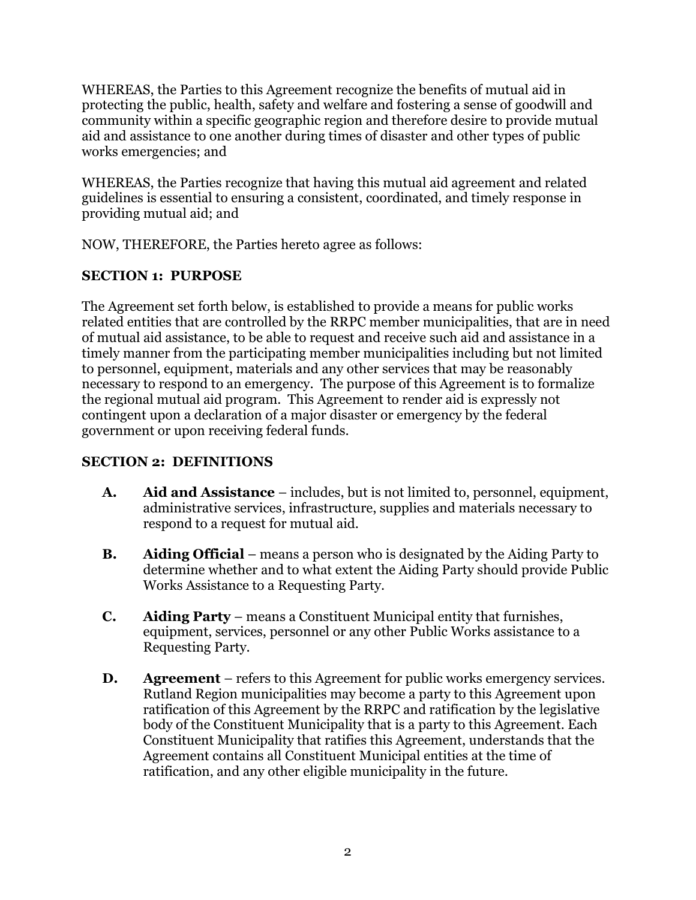WHEREAS, the Parties to this Agreement recognize the benefits of mutual aid in protecting the public, health, safety and welfare and fostering a sense of goodwill and community within a specific geographic region and therefore desire to provide mutual aid and assistance to one another during times of disaster and other types of public works emergencies; and

WHEREAS, the Parties recognize that having this mutual aid agreement and related guidelines is essential to ensuring a consistent, coordinated, and timely response in providing mutual aid; and

NOW, THEREFORE, the Parties hereto agree as follows:

## SECTION 1: PURPOSE

The Agreement set forth below, is established to provide a means for public works related entities that are controlled by the RRPC member municipalities, that are in need of mutual aid assistance, to be able to request and receive such aid and assistance in a timely manner from the participating member municipalities including but not limited to personnel, equipment, materials and any other services that may be reasonably necessary to respond to an emergency. The purpose of this Agreement is to formalize the regional mutual aid program. This Agreement to render aid is expressly not contingent upon a declaration of a major disaster or emergency by the federal government or upon receiving federal funds.

## SECTION 2: DEFINITIONS

**A. Aid and Assistance** – includes, but is not limited to, personnel, equipment, administrative services, infrastructure, supplies and materials necessary to respond to a request for mutual aid.

**B. Aiding Official** – means a person who is designated by the Aiding Party to determine whether and to what extent the Aiding Party should provide Public Works Assistance to a Requesting Party.

**C. Aiding Party** – means a Constituent Municipal entity that furnishes, equipment, services, personnel or any other Public Works assistance to a Requesting Party.

**D. Agreement** – refers to this Agreement for public works emergency services. Rutland Region municipalities may become a party to this Agreement upon ratification of this Agreement by the RRPC and ratification by the legislative body of the Constituent Municipality that is a party to this Agreement. Each Constituent Municipality that ratifies this Agreement, understands that the Agreement contains all Constituent Municipal entities at the time of ratification, and any other eligible municipality in the future.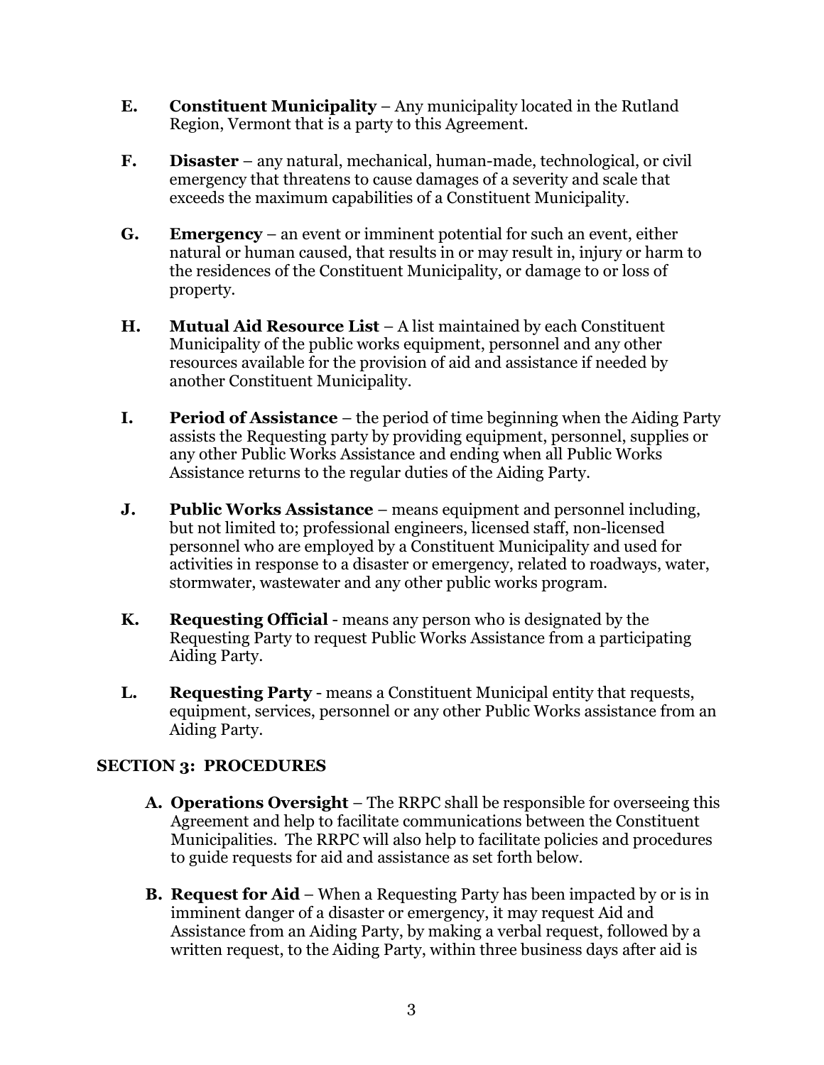**E.** **Constituent Municipality** – Any municipality located in the Rutland Region, Vermont that is a party to this Agreement.

**F.** **Disaster** – any natural, mechanical, human-made, technological, or civil emergency that threatens to cause damages of a severity and scale that exceeds the maximum capabilities of a Constituent Municipality.

**G.** **Emergency** – an event or imminent potential for such an event, either natural or human caused, that results in or may result in, injury or harm to the residences of the Constituent Municipality, or damage to or loss of property.

**H.** **Mutual Aid Resource List** – A list maintained by each Constituent Municipality of the public works equipment, personnel and any other resources available for the provision of aid and assistance if needed by another Constituent Municipality.

**I.** **Period of Assistance** – the period of time beginning when the Aiding Party assists the Requesting party by providing equipment, personnel, supplies or any other Public Works Assistance and ending when all Public Works Assistance returns to the regular duties of the Aiding Party.

**J.** **Public Works Assistance** – means equipment and personnel including, but not limited to; professional engineers, licensed staff, non-licensed personnel who are employed by a Constituent Municipality and used for activities in response to a disaster or emergency, related to roadways, water, stormwater, wastewater and any other public works program.

**K.** **Requesting Official** - means any person who is designated by the Requesting Party to request Public Works Assistance from a participating Aiding Party.

**L.** **Requesting Party** - means a Constituent Municipal entity that requests, equipment, services, personnel or any other Public Works assistance from an Aiding Party.

## SECTION 3: PROCEDURES

**A. Operations Oversight** – The RRPC shall be responsible for overseeing this Agreement and help to facilitate communications between the Constituent Municipalities. The RRPC will also help to facilitate policies and procedures to guide requests for aid and assistance as set forth below.

**B. Request for Aid** – When a Requesting Party has been impacted by or is in imminent danger of a disaster or emergency, it may request Aid and Assistance from an Aiding Party, by making a verbal request, followed by a written request, to the Aiding Party, within three business days after aid is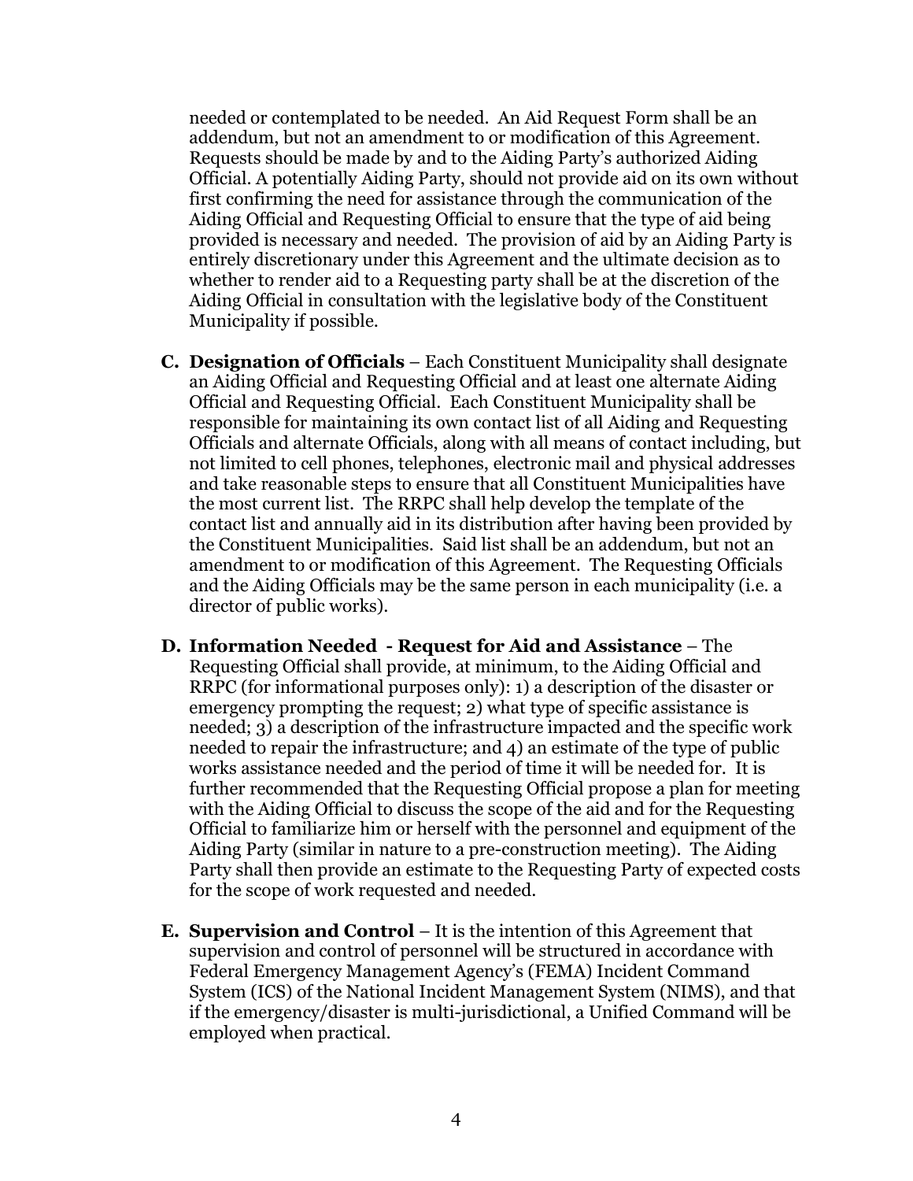needed or contemplated to be needed. An Aid Request Form shall be an addendum, but not an amendment to or modification of this Agreement. Requests should be made by and to the Aiding Party's authorized Aiding Official. A potentially Aiding Party, should not provide aid on its own without first confirming the need for assistance through the communication of the Aiding Official and Requesting Official to ensure that the type of aid being provided is necessary and needed. The provision of aid by an Aiding Party is entirely discretionary under this Agreement and the ultimate decision as to whether to render aid to a Requesting party shall be at the discretion of the Aiding Official in consultation with the legislative body of the Constituent Municipality if possible.

**C. Designation of Officials** – Each Constituent Municipality shall designate an Aiding Official and Requesting Official and at least one alternate Aiding Official and Requesting Official. Each Constituent Municipality shall be responsible for maintaining its own contact list of all Aiding and Requesting Officials and alternate Officials, along with all means of contact including, but not limited to cell phones, telephones, electronic mail and physical addresses and take reasonable steps to ensure that all Constituent Municipalities have the most current list. The RRPC shall help develop the template of the contact list and annually aid in its distribution after having been provided by the Constituent Municipalities. Said list shall be an addendum, but not an amendment to or modification of this Agreement. The Requesting Officials and the Aiding Officials may be the same person in each municipality (i.e. a director of public works).

**D. Information Needed - Request for Aid and Assistance** – The Requesting Official shall provide, at minimum, to the Aiding Official and RRPC (for informational purposes only): 1) a description of the disaster or emergency prompting the request; 2) what type of specific assistance is needed; 3) a description of the infrastructure impacted and the specific work needed to repair the infrastructure; and 4) an estimate of the type of public works assistance needed and the period of time it will be needed for. It is further recommended that the Requesting Official propose a plan for meeting with the Aiding Official to discuss the scope of the aid and for the Requesting Official to familiarize him or herself with the personnel and equipment of the Aiding Party (similar in nature to a pre-construction meeting). The Aiding Party shall then provide an estimate to the Requesting Party of expected costs for the scope of work requested and needed.

**E. Supervision and Control** – It is the intention of this Agreement that supervision and control of personnel will be structured in accordance with Federal Emergency Management Agency's (FEMA) Incident Command System (ICS) of the National Incident Management System (NIMS), and that if the emergency/disaster is multi-jurisdictional, a Unified Command will be employed when practical.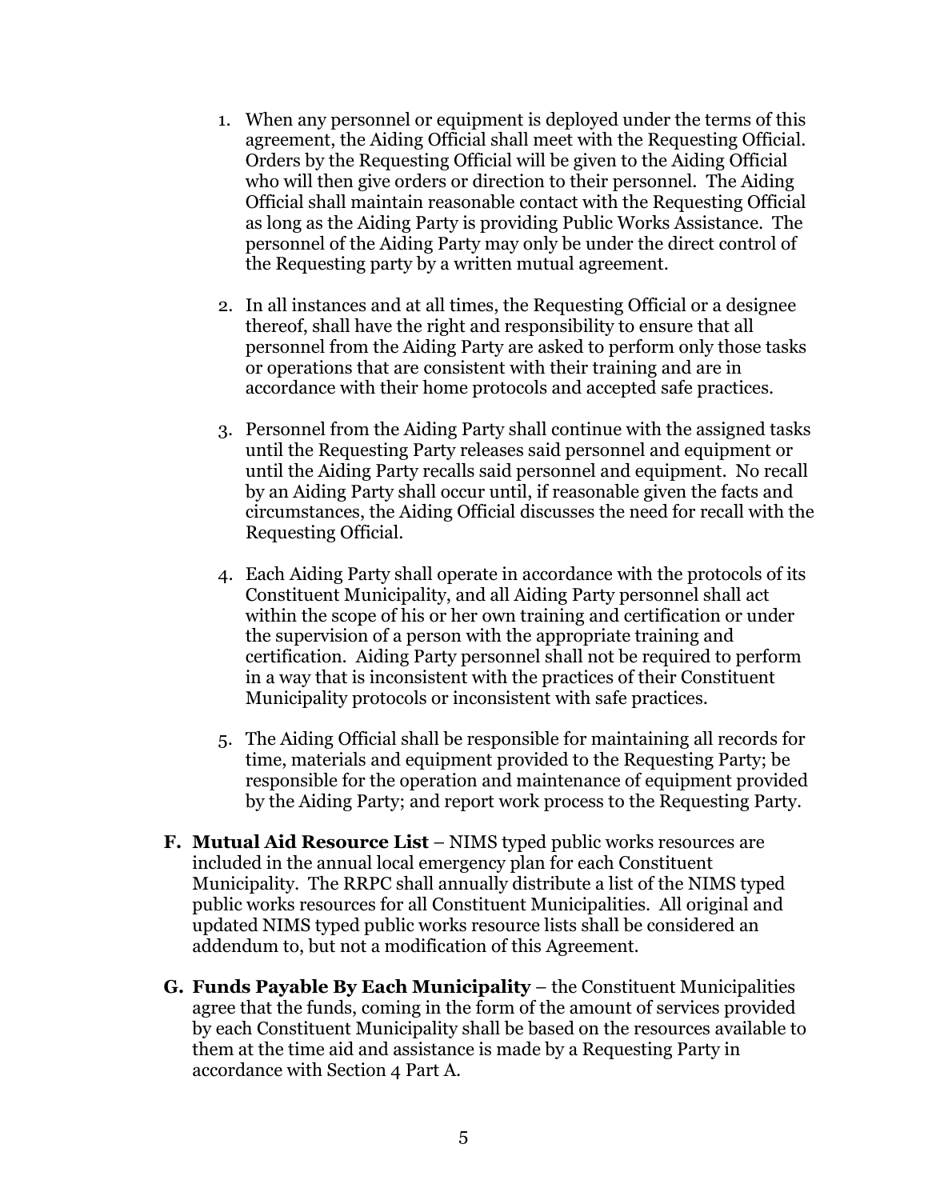1. When any personnel or equipment is deployed under the terms of this agreement, the Aiding Official shall meet with the Requesting Official. Orders by the Requesting Official will be given to the Aiding Official who will then give orders or direction to their personnel. The Aiding Official shall maintain reasonable contact with the Requesting Official as long as the Aiding Party is providing Public Works Assistance. The personnel of the Aiding Party may only be under the direct control of the Requesting party by a written mutual agreement.

2. In all instances and at all times, the Requesting Official or a designee thereof, shall have the right and responsibility to ensure that all personnel from the Aiding Party are asked to perform only those tasks or operations that are consistent with their training and are in accordance with their home protocols and accepted safe practices.

3. Personnel from the Aiding Party shall continue with the assigned tasks until the Requesting Party releases said personnel and equipment or until the Aiding Party recalls said personnel and equipment. No recall by an Aiding Party shall occur until, if reasonable given the facts and circumstances, the Aiding Official discusses the need for recall with the Requesting Official.

4. Each Aiding Party shall operate in accordance with the protocols of its Constituent Municipality, and all Aiding Party personnel shall act within the scope of his or her own training and certification or under the supervision of a person with the appropriate training and certification. Aiding Party personnel shall not be required to perform in a way that is inconsistent with the practices of their Constituent Municipality protocols or inconsistent with safe practices.

5. The Aiding Official shall be responsible for maintaining all records for time, materials and equipment provided to the Requesting Party; be responsible for the operation and maintenance of equipment provided by the Aiding Party; and report work process to the Requesting Party.

**F. Mutual Aid Resource List** – NIMS typed public works resources are included in the annual local emergency plan for each Constituent Municipality. The RRPC shall annually distribute a list of the NIMS typed public works resources for all Constituent Municipalities. All original and updated NIMS typed public works resource lists shall be considered an addendum to, but not a modification of this Agreement.

**G. Funds Payable By Each Municipality** – the Constituent Municipalities agree that the funds, coming in the form of the amount of services provided by each Constituent Municipality shall be based on the resources available to them at the time aid and assistance is made by a Requesting Party in accordance with Section 4 Part A.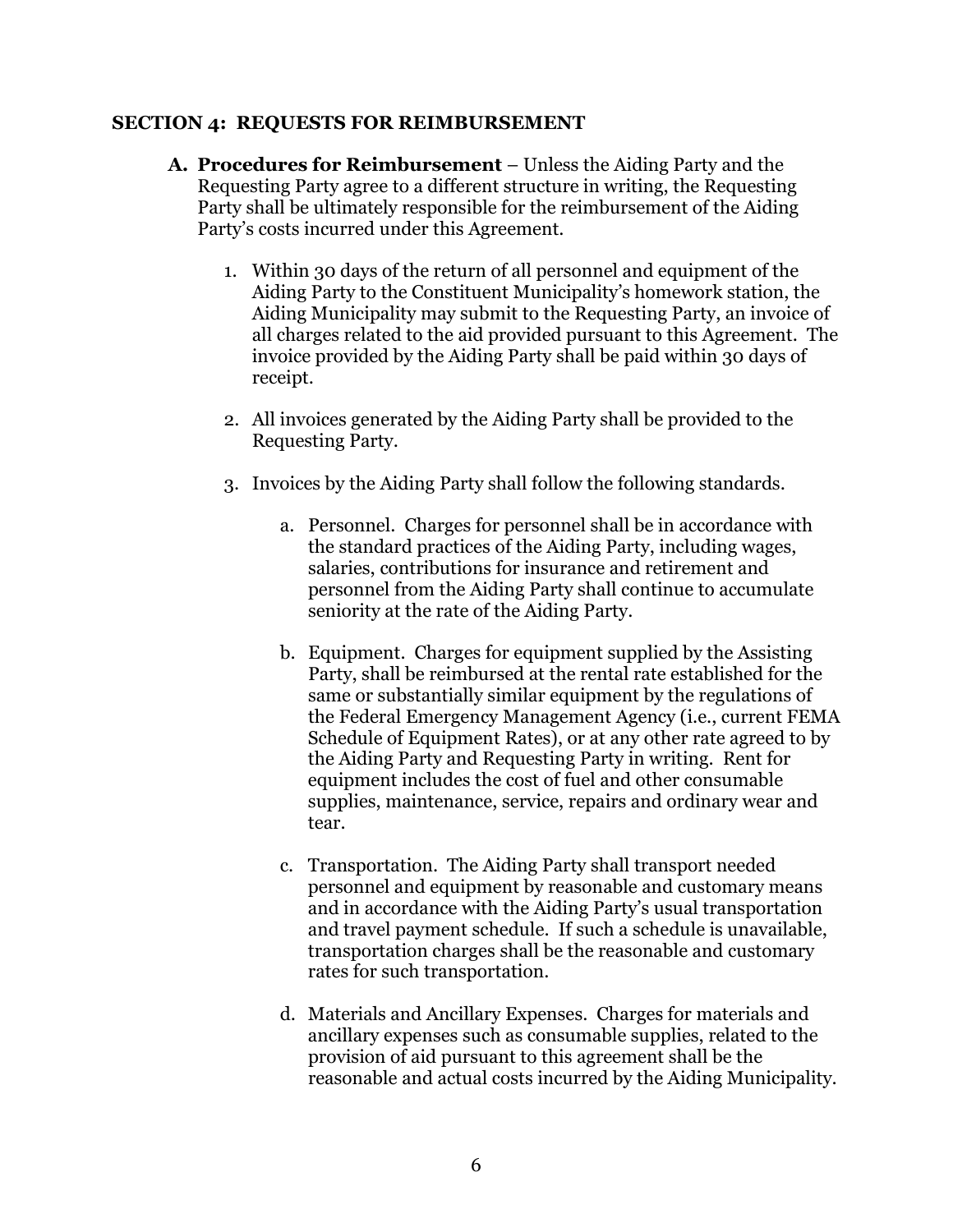### SECTION 4: REQUESTS FOR REIMBURSEMENT

**A. Procedures for Reimbursement** – Unless the Aiding Party and the Requesting Party agree to a different structure in writing, the Requesting Party shall be ultimately responsible for the reimbursement of the Aiding Party's costs incurred under this Agreement.

1. Within 30 days of the return of all personnel and equipment of the Aiding Party to the Constituent Municipality's homework station, the Aiding Municipality may submit to the Requesting Party, an invoice of all charges related to the aid provided pursuant to this Agreement. The invoice provided by the Aiding Party shall be paid within 30 days of receipt.

2. All invoices generated by the Aiding Party shall be provided to the Requesting Party.

3. Invoices by the Aiding Party shall follow the following standards.

   a. Personnel. Charges for personnel shall be in accordance with the standard practices of the Aiding Party, including wages, salaries, contributions for insurance and retirement and personnel from the Aiding Party shall continue to accumulate seniority at the rate of the Aiding Party.

   b. Equipment. Charges for equipment supplied by the Assisting Party, shall be reimbursed at the rental rate established for the same or substantially similar equipment by the regulations of the Federal Emergency Management Agency (i.e., current FEMA Schedule of Equipment Rates), or at any other rate agreed to by the Aiding Party and Requesting Party in writing. Rent for equipment includes the cost of fuel and other consumable supplies, maintenance, service, repairs and ordinary wear and tear.

   c. Transportation. The Aiding Party shall transport needed personnel and equipment by reasonable and customary means and in accordance with the Aiding Party's usual transportation and travel payment schedule. If such a schedule is unavailable, transportation charges shall be the reasonable and customary rates for such transportation.

   d. Materials and Ancillary Expenses. Charges for materials and ancillary expenses such as consumable supplies, related to the provision of aid pursuant to this agreement shall be the reasonable and actual costs incurred by the Aiding Municipality.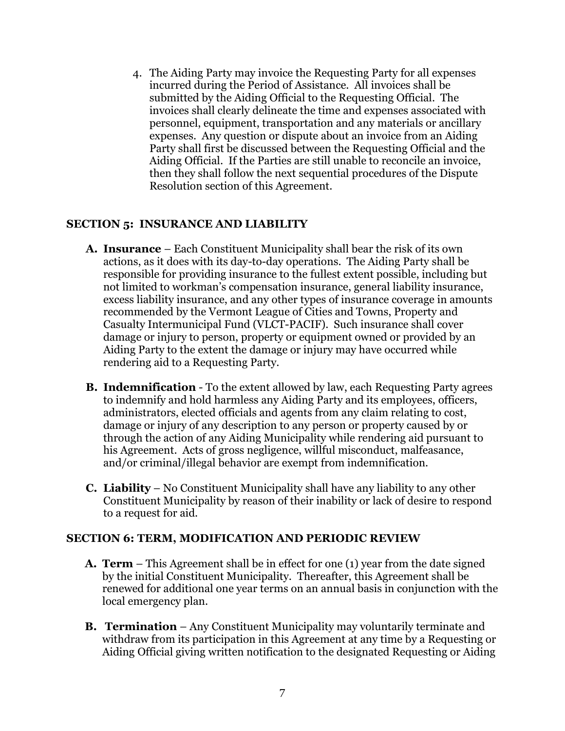4. The Aiding Party may invoice the Requesting Party for all expenses incurred during the Period of Assistance. All invoices shall be submitted by the Aiding Official to the Requesting Official. The invoices shall clearly delineate the time and expenses associated with personnel, equipment, transportation and any materials or ancillary expenses. Any question or dispute about an invoice from an Aiding Party shall first be discussed between the Requesting Official and the Aiding Official. If the Parties are still unable to reconcile an invoice, then they shall follow the next sequential procedures of the Dispute Resolution section of this Agreement.

## SECTION 5: INSURANCE AND LIABILITY

**A. Insurance** – Each Constituent Municipality shall bear the risk of its own actions, as it does with its day-to-day operations. The Aiding Party shall be responsible for providing insurance to the fullest extent possible, including but not limited to workman's compensation insurance, general liability insurance, excess liability insurance, and any other types of insurance coverage in amounts recommended by the Vermont League of Cities and Towns, Property and Casualty Intermunicipal Fund (VLCT-PACIF). Such insurance shall cover damage or injury to person, property or equipment owned or provided by an Aiding Party to the extent the damage or injury may have occurred while rendering aid to a Requesting Party.

**B. Indemnification** - To the extent allowed by law, each Requesting Party agrees to indemnify and hold harmless any Aiding Party and its employees, officers, administrators, elected officials and agents from any claim relating to cost, damage or injury of any description to any person or property caused by or through the action of any Aiding Municipality while rendering aid pursuant to his Agreement. Acts of gross negligence, willful misconduct, malfeasance, and/or criminal/illegal behavior are exempt from indemnification.

**C. Liability** – No Constituent Municipality shall have any liability to any other Constituent Municipality by reason of their inability or lack of desire to respond to a request for aid.

## SECTION 6: TERM, MODIFICATION AND PERIODIC REVIEW

**A. Term** – This Agreement shall be in effect for one (1) year from the date signed by the initial Constituent Municipality. Thereafter, this Agreement shall be renewed for additional one year terms on an annual basis in conjunction with the local emergency plan.

**B. Termination** – Any Constituent Municipality may voluntarily terminate and withdraw from its participation in this Agreement at any time by a Requesting or Aiding Official giving written notification to the designated Requesting or Aiding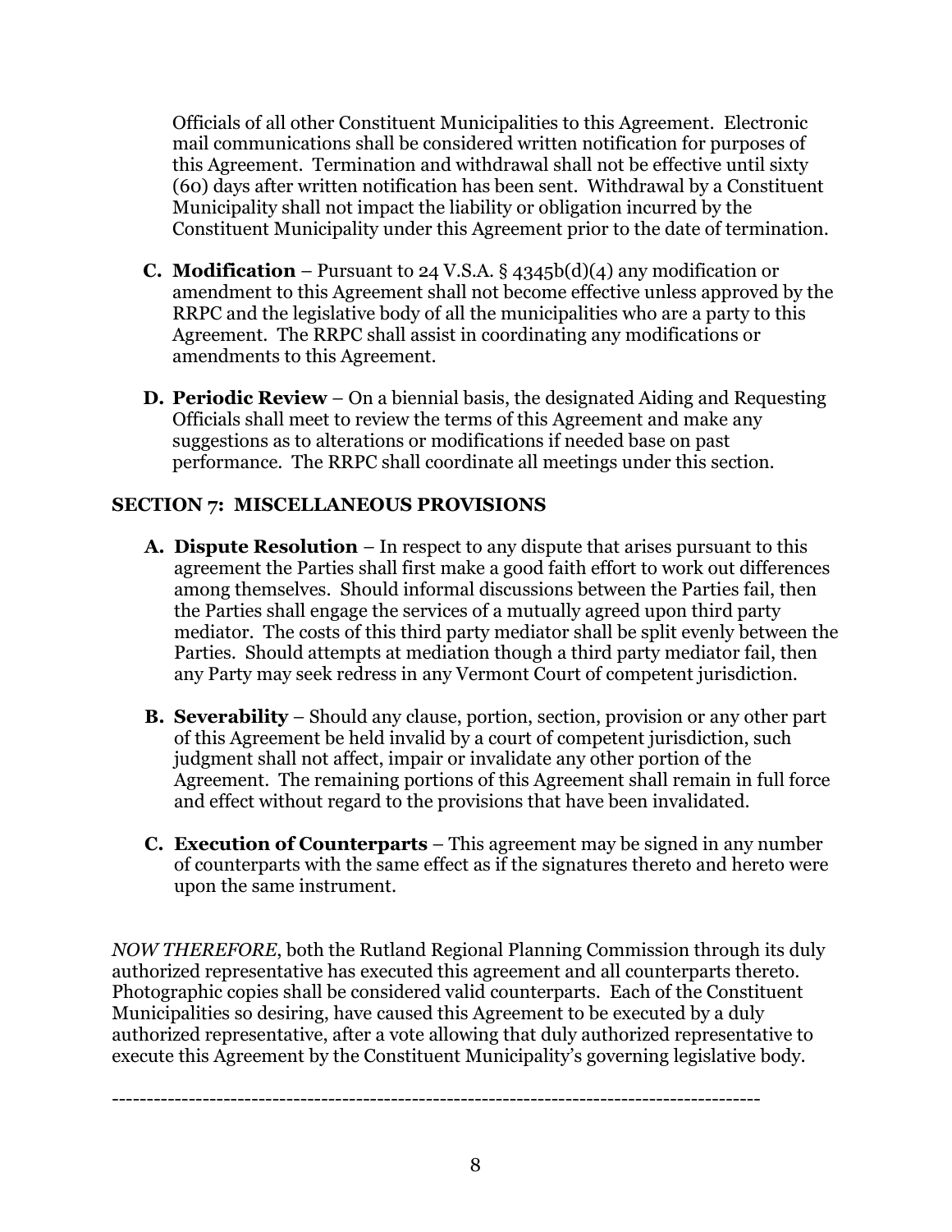Officials of all other Constituent Municipalities to this Agreement. Electronic mail communications shall be considered written notification for purposes of this Agreement. Termination and withdrawal shall not be effective until sixty (60) days after written notification has been sent. Withdrawal by a Constituent Municipality shall not impact the liability or obligation incurred by the Constituent Municipality under this Agreement prior to the date of termination.

**C. Modification** – Pursuant to 24 V.S.A. § 4345b(d)(4) any modification or amendment to this Agreement shall not become effective unless approved by the RRPC and the legislative body of all the municipalities who are a party to this Agreement. The RRPC shall assist in coordinating any modifications or amendments to this Agreement.

**D. Periodic Review** – On a biennial basis, the designated Aiding and Requesting Officials shall meet to review the terms of this Agreement and make any suggestions as to alterations or modifications if needed base on past performance. The RRPC shall coordinate all meetings under this section.

## SECTION 7: MISCELLANEOUS PROVISIONS

**A. Dispute Resolution** – In respect to any dispute that arises pursuant to this agreement the Parties shall first make a good faith effort to work out differences among themselves. Should informal discussions between the Parties fail, then the Parties shall engage the services of a mutually agreed upon third party mediator. The costs of this third party mediator shall be split evenly between the Parties. Should attempts at mediation though a third party mediator fail, then any Party may seek redress in any Vermont Court of competent jurisdiction.

**B. Severability** – Should any clause, portion, section, provision or any other part of this Agreement be held invalid by a court of competent jurisdiction, such judgment shall not affect, impair or invalidate any other portion of the Agreement. The remaining portions of this Agreement shall remain in full force and effect without regard to the provisions that have been invalidated.

**C. Execution of Counterparts** – This agreement may be signed in any number of counterparts with the same effect as if the signatures thereto and hereto were upon the same instrument.

*NOW THEREFORE*, both the Rutland Regional Planning Commission through its duly authorized representative has executed this agreement and all counterparts thereto. Photographic copies shall be considered valid counterparts. Each of the Constituent Municipalities so desiring, have caused this Agreement to be executed by a duly authorized representative, after a vote allowing that duly authorized representative to execute this Agreement by the Constituent Municipality's governing legislative body.

---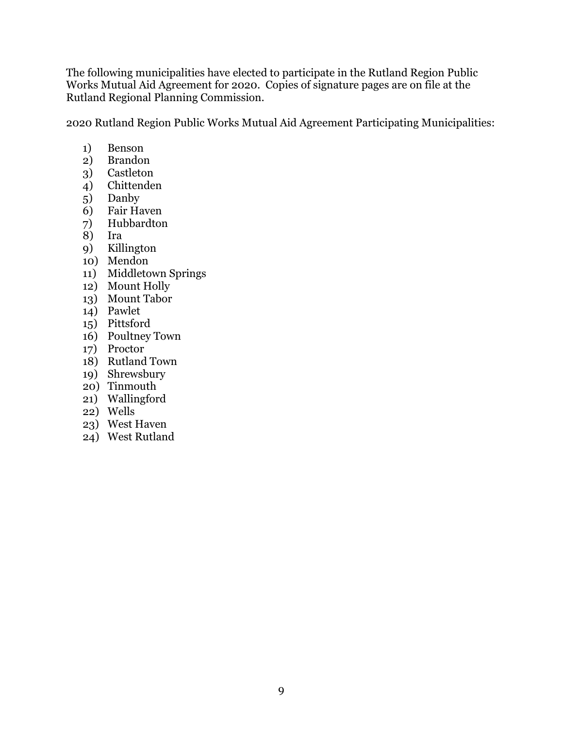The following municipalities have elected to participate in the Rutland Region Public Works Mutual Aid Agreement for 2020. Copies of signature pages are on file at the Rutland Regional Planning Commission.

2020 Rutland Region Public Works Mutual Aid Agreement Participating Municipalities:

1) Benson
2) Brandon
3) Castleton
4) Chittenden
5) Danby
6) Fair Haven
7) Hubbardton
8) Ira
9) Killington
10) Mendon
11) Middletown Springs
12) Mount Holly
13) Mount Tabor
14) Pawlet
15) Pittsford
16) Poultney Town
17) Proctor
18) Rutland Town
19) Shrewsbury
20) Tinmouth
21) Wallingford
22) Wells
23) West Haven
24) West Rutland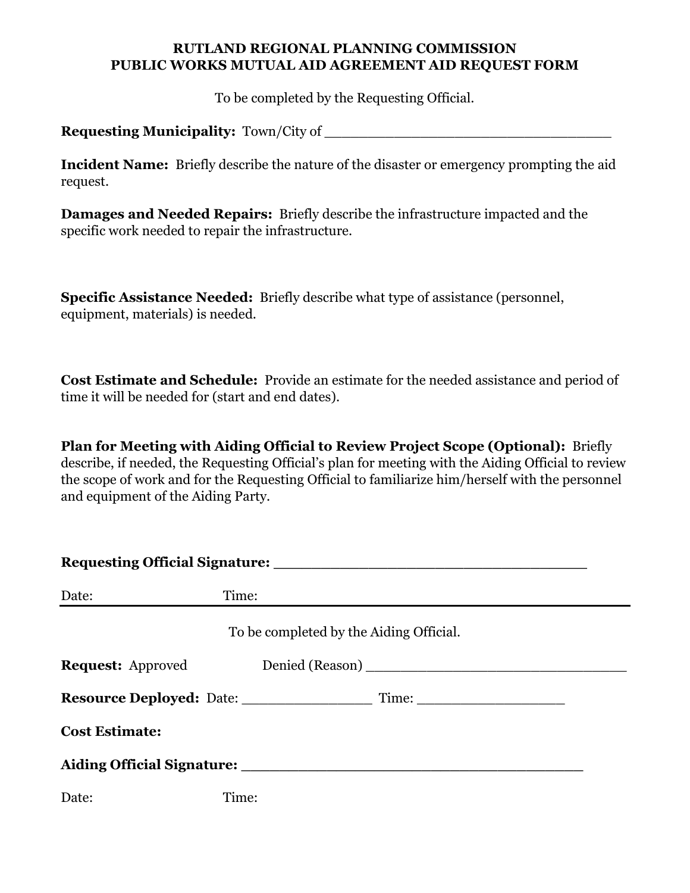**RUTLAND REGIONAL PLANNING COMMISSION**
**PUBLIC WORKS MUTUAL AID AGREEMENT AID REQUEST FORM**

To be completed by the Requesting Official.

**Requesting Municipality:** Town/City of ________________________________

**Incident Name:** Briefly describe the nature of the disaster or emergency prompting the aid request.

**Damages and Needed Repairs:** Briefly describe the infrastructure impacted and the specific work needed to repair the infrastructure.

**Specific Assistance Needed:** Briefly describe what type of assistance (personnel, equipment, materials) is needed.

**Cost Estimate and Schedule:** Provide an estimate for the needed assistance and period of time it will be needed for (start and end dates).

**Plan for Meeting with Aiding Official to Review Project Scope (Optional):** Briefly describe, if needed, the Requesting Official's plan for meeting with the Aiding Official to review the scope of work and for the Requesting Official to familiarize him/herself with the personnel and equipment of the Aiding Party.

**Requesting Official Signature:** ___________________________________

Date: Time:

---

To be completed by the Aiding Official.

**Request:** Approved Denied (Reason) ______________________________

**Resource Deployed:** Date: _______________ Time: _________________

**Cost Estimate:**

**Aiding Official Signature:** ______________________________________

Date: Time: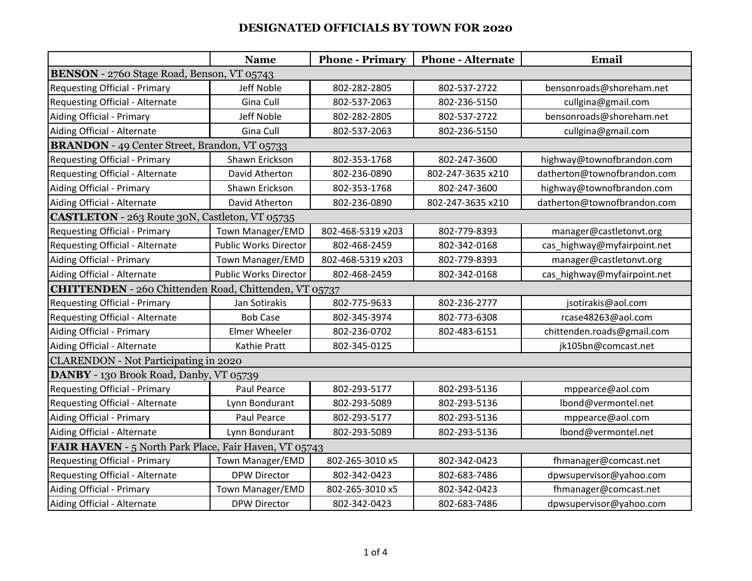# DESIGNATED OFFICIALS BY TOWN FOR 2020

| | Name | Phone - Primary | Phone - Alternate | Email |
|---|---|---|---|---|
| **BENSON** - 2760 Stage Road, Benson, VT 05743 | | | | |
| Requesting Official - Primary | Jeff Noble | 802-282-2805 | 802-537-2722 | bensonroads@shoreham.net |
| Requesting Official - Alternate | Gina Cull | 802-537-2063 | 802-236-5150 | cullgina@gmail.com |
| Aiding Official - Primary | Jeff Noble | 802-282-2805 | 802-537-2722 | bensonroads@shoreham.net |
| Aiding Official - Alternate | Gina Cull | 802-537-2063 | 802-236-5150 | cullgina@gmail.com |
| **BRANDON** - 49 Center Street, Brandon, VT 05733 | | | | |
| Requesting Official - Primary | Shawn Erickson | 802-353-1768 | 802-247-3600 | highway@townofbrandon.com |
| Requesting Official - Alternate | David Atherton | 802-236-0890 | 802-247-3635 x210 | datherton@townofbrandon.com |
| Aiding Official - Primary | Shawn Erickson | 802-353-1768 | 802-247-3600 | highway@townofbrandon.com |
| Aiding Official - Alternate | David Atherton | 802-236-0890 | 802-247-3635 x210 | datherton@townofbrandon.com |
| **CASTLETON** - 263 Route 30N, Castleton, VT 05735 | | | | |
| Requesting Official - Primary | Town Manager/EMD | 802-468-5319 x203 | 802-779-8393 | manager@castletonvt.org |
| Requesting Official - Alternate | Public Works Director | 802-468-2459 | 802-342-0168 | cas_highway@myfairpoint.net |
| Aiding Official - Primary | Town Manager/EMD | 802-468-5319 x203 | 802-779-8393 | manager@castletonvt.org |
| Aiding Official - Alternate | Public Works Director | 802-468-2459 | 802-342-0168 | cas_highway@myfairpoint.net |
| **CHITTENDEN** - 260 Chittenden Road, Chittenden, VT 05737 | | | | |
| Requesting Official - Primary | Jan Sotirakis | 802-775-9633 | 802-236-2777 | jsotirakis@aol.com |
| Requesting Official - Alternate | Bob Case | 802-345-3974 | 802-773-6308 | rcase48263@aol.com |
| Aiding Official - Primary | Elmer Wheeler | 802-236-0702 | 802-483-6151 | chittenden.roads@gmail.com |
| Aiding Official - Alternate | Kathie Pratt | 802-345-0125 | | jk105bn@comcast.net |
| CLARENDON - Not Participating in 2020 | | | | |
| **DANBY** - 130 Brook Road, Danby, VT 05739 | | | | |
| Requesting Official - Primary | Paul Pearce | 802-293-5177 | 802-293-5136 | mppearce@aol.com |
| Requesting Official - Alternate | Lynn Bondurant | 802-293-5089 | 802-293-5136 | lbond@vermontel.net |
| Aiding Official - Primary | Paul Pearce | 802-293-5177 | 802-293-5136 | mppearce@aol.com |
| Aiding Official - Alternate | Lynn Bondurant | 802-293-5089 | 802-293-5136 | lbond@vermontel.net |
| **FAIR HAVEN** - 5 North Park Place, Fair Haven, VT 05743 | | | | |
| Requesting Official - Primary | Town Manager/EMD | 802-265-3010 x5 | 802-342-0423 | fhmanager@comcast.net |
| Requesting Official - Alternate | DPW Director | 802-342-0423 | 802-683-7486 | dpwsupervisor@yahoo.com |
| Aiding Official - Primary | Town Manager/EMD | 802-265-3010 x5 | 802-342-0423 | fhmanager@comcast.net |
| Aiding Official - Alternate | DPW Director | 802-342-0423 | 802-683-7486 | dpwsupervisor@yahoo.com |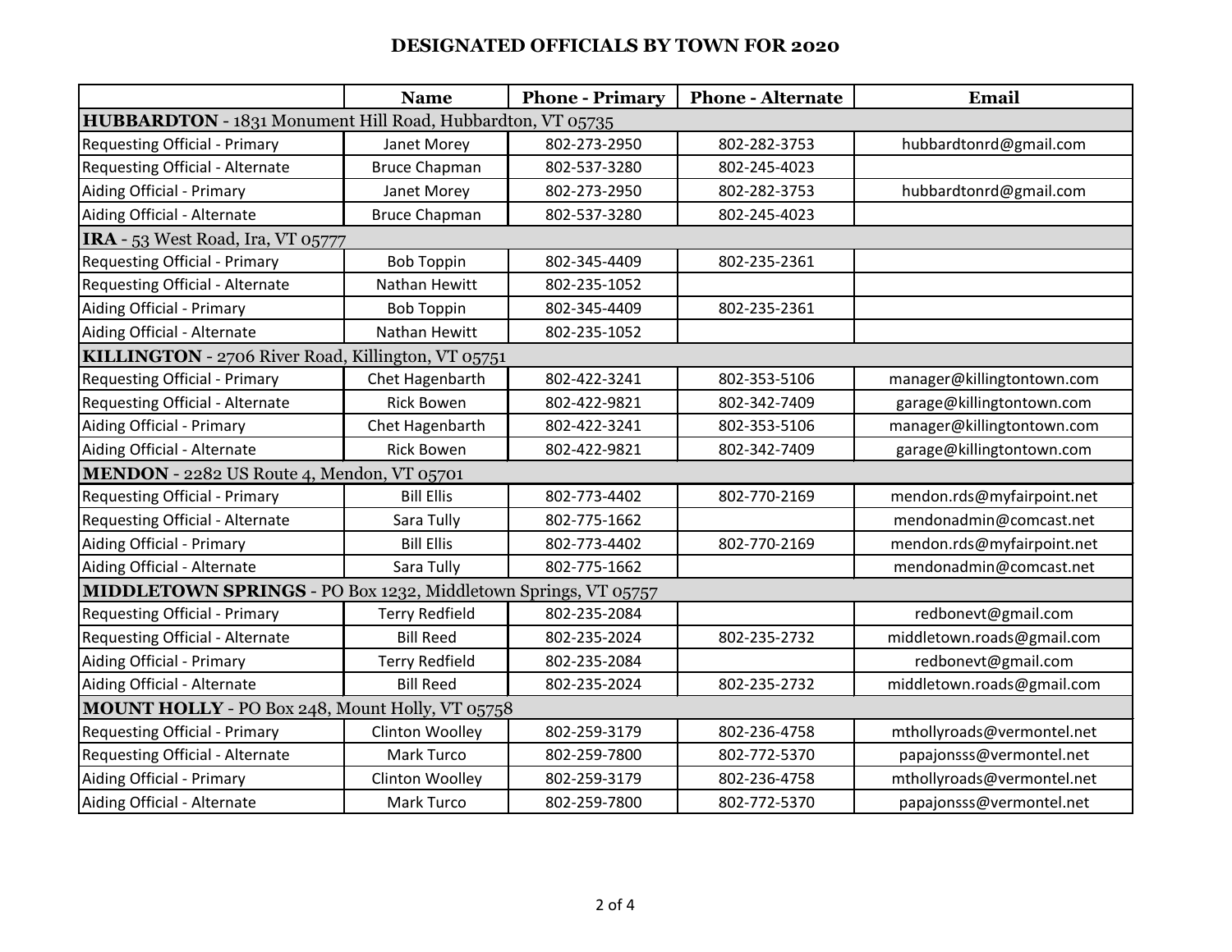# DESIGNATED OFFICIALS BY TOWN FOR 2020

| | Name | Phone - Primary | Phone - Alternate | Email |
|---|---|---|---|---|
| **HUBBARDTON** - 1831 Monument Hill Road, Hubbardton, VT 05735 | | | | |
| Requesting Official - Primary | Janet Morey | 802-273-2950 | 802-282-3753 | hubbardtonrd@gmail.com |
| Requesting Official - Alternate | Bruce Chapman | 802-537-3280 | 802-245-4023 | |
| Aiding Official - Primary | Janet Morey | 802-273-2950 | 802-282-3753 | hubbardtonrd@gmail.com |
| Aiding Official - Alternate | Bruce Chapman | 802-537-3280 | 802-245-4023 | |
| **IRA** - 53 West Road, Ira, VT 05777 | | | | |
| Requesting Official - Primary | Bob Toppin | 802-345-4409 | 802-235-2361 | |
| Requesting Official - Alternate | Nathan Hewitt | 802-235-1052 | | |
| Aiding Official - Primary | Bob Toppin | 802-345-4409 | 802-235-2361 | |
| Aiding Official - Alternate | Nathan Hewitt | 802-235-1052 | | |
| **KILLINGTON** - 2706 River Road, Killington, VT 05751 | | | | |
| Requesting Official - Primary | Chet Hagenbarth | 802-422-3241 | 802-353-5106 | manager@killingtontown.com |
| Requesting Official - Alternate | Rick Bowen | 802-422-9821 | 802-342-7409 | garage@killingtontown.com |
| Aiding Official - Primary | Chet Hagenbarth | 802-422-3241 | 802-353-5106 | manager@killingtontown.com |
| Aiding Official - Alternate | Rick Bowen | 802-422-9821 | 802-342-7409 | garage@killingtontown.com |
| **MENDON** - 2282 US Route 4, Mendon, VT 05701 | | | | |
| Requesting Official - Primary | Bill Ellis | 802-773-4402 | 802-770-2169 | mendon.rds@myfairpoint.net |
| Requesting Official - Alternate | Sara Tully | 802-775-1662 | | mendonadmin@comcast.net |
| Aiding Official - Primary | Bill Ellis | 802-773-4402 | 802-770-2169 | mendon.rds@myfairpoint.net |
| Aiding Official - Alternate | Sara Tully | 802-775-1662 | | mendonadmin@comcast.net |
| **MIDDLETOWN SPRINGS** - PO Box 1232, Middletown Springs, VT 05757 | | | | |
| Requesting Official - Primary | Terry Redfield | 802-235-2084 | | redbonevt@gmail.com |
| Requesting Official - Alternate | Bill Reed | 802-235-2024 | 802-235-2732 | middletown.roads@gmail.com |
| Aiding Official - Primary | Terry Redfield | 802-235-2084 | | redbonevt@gmail.com |
| Aiding Official - Alternate | Bill Reed | 802-235-2024 | 802-235-2732 | middletown.roads@gmail.com |
| **MOUNT HOLLY** - PO Box 248, Mount Holly, VT 05758 | | | | |
| Requesting Official - Primary | Clinton Woolley | 802-259-3179 | 802-236-4758 | mthollyroads@vermontel.net |
| Requesting Official - Alternate | Mark Turco | 802-259-7800 | 802-772-5370 | papajonsss@vermontel.net |
| Aiding Official - Primary | Clinton Woolley | 802-259-3179 | 802-236-4758 | mthollyroads@vermontel.net |
| Aiding Official - Alternate | Mark Turco | 802-259-7800 | 802-772-5370 | papajonsss@vermontel.net |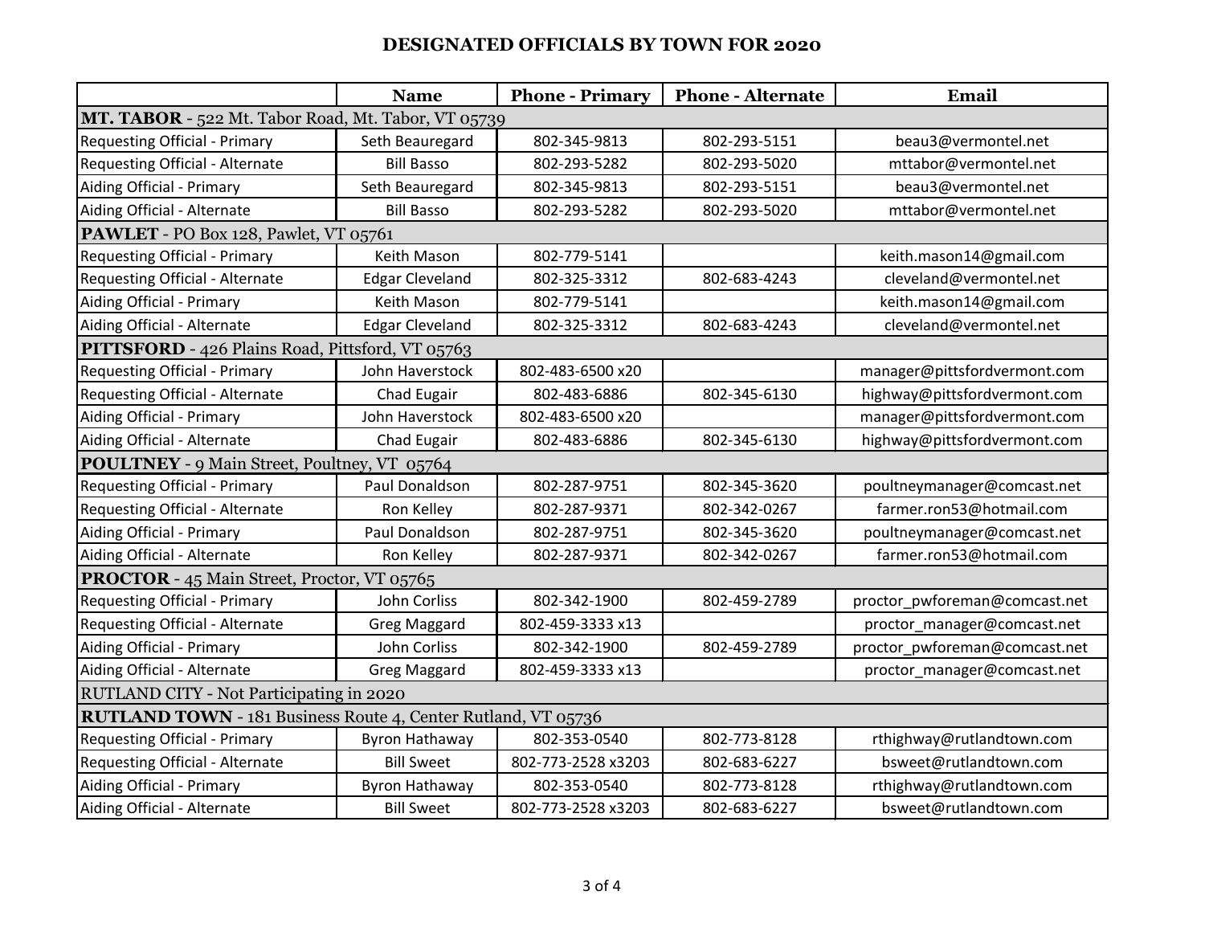# DESIGNATED OFFICIALS BY TOWN FOR 2020

| | Name | Phone - Primary | Phone - Alternate | Email |
|---|---|---|---|---|
| **MT. TABOR** - 522 Mt. Tabor Road, Mt. Tabor, VT 05739 | | | | |
| Requesting Official - Primary | Seth Beauregard | 802-345-9813 | 802-293-5151 | beau3@vermontel.net |
| Requesting Official - Alternate | Bill Basso | 802-293-5282 | 802-293-5020 | mttabor@vermontel.net |
| Aiding Official - Primary | Seth Beauregard | 802-345-9813 | 802-293-5151 | beau3@vermontel.net |
| Aiding Official - Alternate | Bill Basso | 802-293-5282 | 802-293-5020 | mttabor@vermontel.net |
| **PAWLET** - PO Box 128, Pawlet, VT 05761 | | | | |
| Requesting Official - Primary | Keith Mason | 802-779-5141 | | keith.mason14@gmail.com |
| Requesting Official - Alternate | Edgar Cleveland | 802-325-3312 | 802-683-4243 | cleveland@vermontel.net |
| Aiding Official - Primary | Keith Mason | 802-779-5141 | | keith.mason14@gmail.com |
| Aiding Official - Alternate | Edgar Cleveland | 802-325-3312 | 802-683-4243 | cleveland@vermontel.net |
| **PITTSFORD** - 426 Plains Road, Pittsford, VT 05763 | | | | |
| Requesting Official - Primary | John Haverstock | 802-483-6500 x20 | | manager@pittsfordvermont.com |
| Requesting Official - Alternate | Chad Eugair | 802-483-6886 | 802-345-6130 | highway@pittsfordvermont.com |
| Aiding Official - Primary | John Haverstock | 802-483-6500 x20 | | manager@pittsfordvermont.com |
| Aiding Official - Alternate | Chad Eugair | 802-483-6886 | 802-345-6130 | highway@pittsfordvermont.com |
| **POULTNEY** - 9 Main Street, Poultney, VT 05764 | | | | |
| Requesting Official - Primary | Paul Donaldson | 802-287-9751 | 802-345-3620 | poultneymanager@comcast.net |
| Requesting Official - Alternate | Ron Kelley | 802-287-9371 | 802-342-0267 | farmer.ron53@hotmail.com |
| Aiding Official - Primary | Paul Donaldson | 802-287-9751 | 802-345-3620 | poultneymanager@comcast.net |
| Aiding Official - Alternate | Ron Kelley | 802-287-9371 | 802-342-0267 | farmer.ron53@hotmail.com |
| **PROCTOR** - 45 Main Street, Proctor, VT 05765 | | | | |
| Requesting Official - Primary | John Corliss | 802-342-1900 | 802-459-2789 | proctor_pwforeman@comcast.net |
| Requesting Official - Alternate | Greg Maggard | 802-459-3333 x13 | | proctor_manager@comcast.net |
| Aiding Official - Primary | John Corliss | 802-342-1900 | 802-459-2789 | proctor_pwforeman@comcast.net |
| Aiding Official - Alternate | Greg Maggard | 802-459-3333 x13 | | proctor_manager@comcast.net |
| RUTLAND CITY - Not Participating in 2020 | | | | |
| **RUTLAND TOWN** - 181 Business Route 4, Center Rutland, VT 05736 | | | | |
| Requesting Official - Primary | Byron Hathaway | 802-353-0540 | 802-773-8128 | rthighway@rutlandtown.com |
| Requesting Official - Alternate | Bill Sweet | 802-773-2528 x3203 | 802-683-6227 | bsweet@rutlandtown.com |
| Aiding Official - Primary | Byron Hathaway | 802-353-0540 | 802-773-8128 | rthighway@rutlandtown.com |
| Aiding Official - Alternate | Bill Sweet | 802-773-2528 x3203 | 802-683-6227 | bsweet@rutlandtown.com |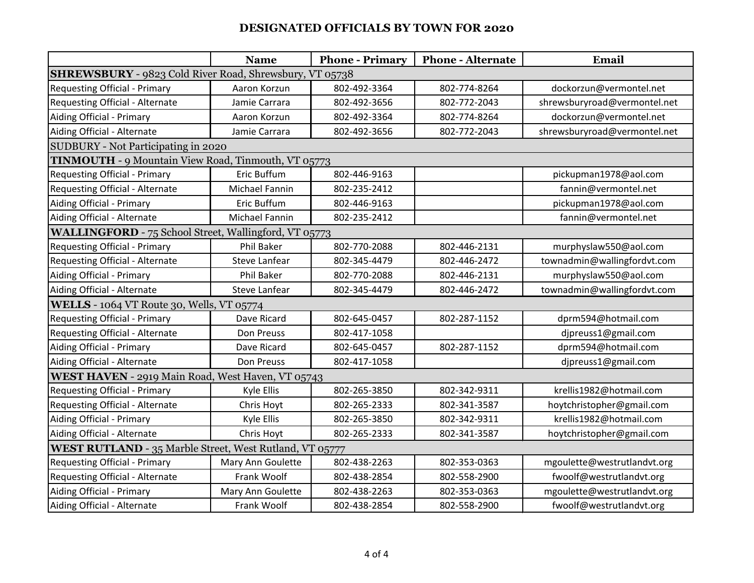# DESIGNATED OFFICIALS BY TOWN FOR 2020

| | Name | Phone - Primary | Phone - Alternate | Email |
|---|---|---|---|---|
| **SHREWSBURY** - 9823 Cold River Road, Shrewsbury, VT 05738 | | | | |
| Requesting Official - Primary | Aaron Korzun | 802-492-3364 | 802-774-8264 | dockorzun@vermontel.net |
| Requesting Official - Alternate | Jamie Carrara | 802-492-3656 | 802-772-2043 | shrewsburyroad@vermontel.net |
| Aiding Official - Primary | Aaron Korzun | 802-492-3364 | 802-774-8264 | dockorzun@vermontel.net |
| Aiding Official - Alternate | Jamie Carrara | 802-492-3656 | 802-772-2043 | shrewsburyroad@vermontel.net |
| SUDBURY - Not Participating in 2020 | | | | |
| **TINMOUTH** - 9 Mountain View Road, Tinmouth, VT 05773 | | | | |
| Requesting Official - Primary | Eric Buffum | 802-446-9163 | | pickupman1978@aol.com |
| Requesting Official - Alternate | Michael Fannin | 802-235-2412 | | fannin@vermontel.net |
| Aiding Official - Primary | Eric Buffum | 802-446-9163 | | pickupman1978@aol.com |
| Aiding Official - Alternate | Michael Fannin | 802-235-2412 | | fannin@vermontel.net |
| **WALLINGFORD** - 75 School Street, Wallingford, VT 05773 | | | | |
| Requesting Official - Primary | Phil Baker | 802-770-2088 | 802-446-2131 | murphyslaw550@aol.com |
| Requesting Official - Alternate | Steve Lanfear | 802-345-4479 | 802-446-2472 | townadmin@wallingfordvt.com |
| Aiding Official - Primary | Phil Baker | 802-770-2088 | 802-446-2131 | murphyslaw550@aol.com |
| Aiding Official - Alternate | Steve Lanfear | 802-345-4479 | 802-446-2472 | townadmin@wallingfordvt.com |
| **WELLS** - 1064 VT Route 30, Wells, VT 05774 | | | | |
| Requesting Official - Primary | Dave Ricard | 802-645-0457 | 802-287-1152 | dprm594@hotmail.com |
| Requesting Official - Alternate | Don Preuss | 802-417-1058 | | djpreuss1@gmail.com |
| Aiding Official - Primary | Dave Ricard | 802-645-0457 | 802-287-1152 | dprm594@hotmail.com |
| Aiding Official - Alternate | Don Preuss | 802-417-1058 | | djpreuss1@gmail.com |
| **WEST HAVEN** - 2919 Main Road, West Haven, VT 05743 | | | | |
| Requesting Official - Primary | Kyle Ellis | 802-265-3850 | 802-342-9311 | krellis1982@hotmail.com |
| Requesting Official - Alternate | Chris Hoyt | 802-265-2333 | 802-341-3587 | hoytchristopher@gmail.com |
| Aiding Official - Primary | Kyle Ellis | 802-265-3850 | 802-342-9311 | krellis1982@hotmail.com |
| Aiding Official - Alternate | Chris Hoyt | 802-265-2333 | 802-341-3587 | hoytchristopher@gmail.com |
| **WEST RUTLAND** - 35 Marble Street, West Rutland, VT 05777 | | | | |
| Requesting Official - Primary | Mary Ann Goulette | 802-438-2263 | 802-353-0363 | mgoulette@westrutlandvt.org |
| Requesting Official - Alternate | Frank Woolf | 802-438-2854 | 802-558-2900 | fwoolf@westrutlandvt.org |
| Aiding Official - Primary | Mary Ann Goulette | 802-438-2263 | 802-353-0363 | mgoulette@westrutlandvt.org |
| Aiding Official - Alternate | Frank Woolf | 802-438-2854 | 802-558-2900 | fwoolf@westrutlandvt.org |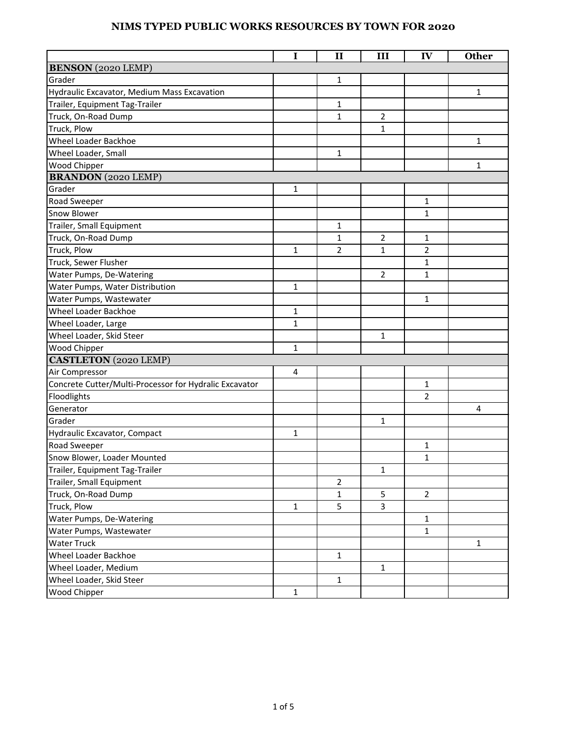# NIMS TYPED PUBLIC WORKS RESOURCES BY TOWN FOR 2020

| | I | II | III | IV | Other |
|---|---|---|---|---|---|
| **BENSON** (2020 LEMP) | | | | | |
| Grader | | 1 | | | |
| Hydraulic Excavator, Medium Mass Excavation | | | | | 1 |
| Trailer, Equipment Tag-Trailer | | 1 | | | |
| Truck, On-Road Dump | | 1 | 2 | | |
| Truck, Plow | | | 1 | | |
| Wheel Loader Backhoe | | | | | 1 |
| Wheel Loader, Small | | 1 | | | |
| Wood Chipper | | | | | 1 |
| **BRANDON** (2020 LEMP) | | | | | |
| Grader | 1 | | | | |
| Road Sweeper | | | | 1 | |
| Snow Blower | | | | 1 | |
| Trailer, Small Equipment | | 1 | | | |
| Truck, On-Road Dump | | 1 | 2 | 1 | |
| Truck, Plow | 1 | 2 | 1 | 2 | |
| Truck, Sewer Flusher | | | | 1 | |
| Water Pumps, De-Watering | | | 2 | 1 | |
| Water Pumps, Water Distribution | 1 | | | | |
| Water Pumps, Wastewater | | | | 1 | |
| Wheel Loader Backhoe | 1 | | | | |
| Wheel Loader, Large | 1 | | | | |
| Wheel Loader, Skid Steer | | | 1 | | |
| Wood Chipper | 1 | | | | |
| **CASTLETON** (2020 LEMP) | | | | | |
| Air Compressor | 4 | | | | |
| Concrete Cutter/Multi-Processor for Hydralic Excavator | | | | 1 | |
| Floodlights | | | | 2 | |
| Generator | | | | | 4 |
| Grader | | | 1 | | |
| Hydraulic Excavator, Compact | 1 | | | | |
| Road Sweeper | | | | 1 | |
| Snow Blower, Loader Mounted | | | | 1 | |
| Trailer, Equipment Tag-Trailer | | | 1 | | |
| Trailer, Small Equipment | | 2 | | | |
| Truck, On-Road Dump | | 1 | 5 | 2 | |
| Truck, Plow | 1 | 5 | 3 | | |
| Water Pumps, De-Watering | | | | 1 | |
| Water Pumps, Wastewater | | | | 1 | |
| Water Truck | | | | | 1 |
| Wheel Loader Backhoe | | 1 | | | |
| Wheel Loader, Medium | | | 1 | | |
| Wheel Loader, Skid Steer | | 1 | | | |
| Wood Chipper | 1 | | | | |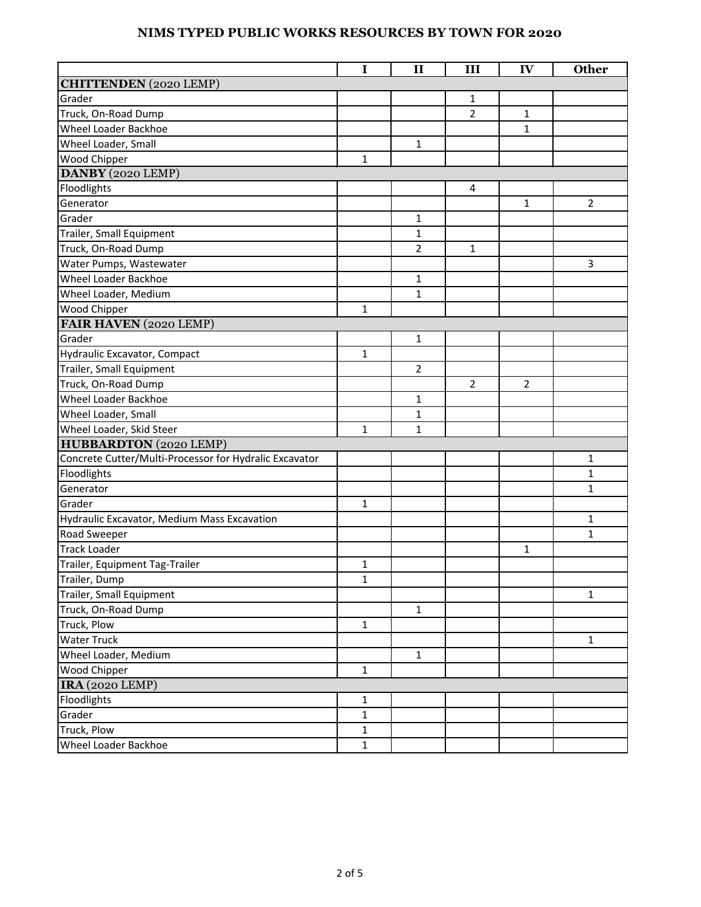# NIMS TYPED PUBLIC WORKS RESOURCES BY TOWN FOR 2020

| | I | II | III | IV | Other |
|---|---|---|---|---|---|
| **CHITTENDEN** (2020 LEMP) | | | | | |
| Grader | | | 1 | | |
| Truck, On-Road Dump | | | 2 | 1 | |
| Wheel Loader Backhoe | | | | 1 | |
| Wheel Loader, Small | | 1 | | | |
| Wood Chipper | 1 | | | | |
| **DANBY** (2020 LEMP) | | | | | |
| Floodlights | | | 4 | | |
| Generator | | | | 1 | 2 |
| Grader | | 1 | | | |
| Trailer, Small Equipment | | 1 | | | |
| Truck, On-Road Dump | | 2 | 1 | | |
| Water Pumps, Wastewater | | | | | 3 |
| Wheel Loader Backhoe | | 1 | | | |
| Wheel Loader, Medium | | 1 | | | |
| Wood Chipper | 1 | | | | |
| **FAIR HAVEN** (2020 LEMP) | | | | | |
| Grader | | 1 | | | |
| Hydraulic Excavator, Compact | 1 | | | | |
| Trailer, Small Equipment | | 2 | | | |
| Truck, On-Road Dump | | | 2 | 2 | |
| Wheel Loader Backhoe | | 1 | | | |
| Wheel Loader, Small | | 1 | | | |
| Wheel Loader, Skid Steer | 1 | 1 | | | |
| **HUBBARDTON** (2020 LEMP) | | | | | |
| Concrete Cutter/Multi-Processor for Hydralic Excavator | | | | | 1 |
| Floodlights | | | | | 1 |
| Generator | | | | | 1 |
| Grader | 1 | | | | |
| Hydraulic Excavator, Medium Mass Excavation | | | | | 1 |
| Road Sweeper | | | | | 1 |
| Track Loader | | | | 1 | |
| Trailer, Equipment Tag-Trailer | 1 | | | | |
| Trailer, Dump | 1 | | | | |
| Trailer, Small Equipment | | | | | 1 |
| Truck, On-Road Dump | | 1 | | | |
| Truck, Plow | 1 | | | | |
| Water Truck | | | | | 1 |
| Wheel Loader, Medium | | 1 | | | |
| Wood Chipper | 1 | | | | |
| **IRA** (2020 LEMP) | | | | | |
| Floodlights | 1 | | | | |
| Grader | 1 | | | | |
| Truck, Plow | 1 | | | | |
| Wheel Loader Backhoe | 1 | | | | |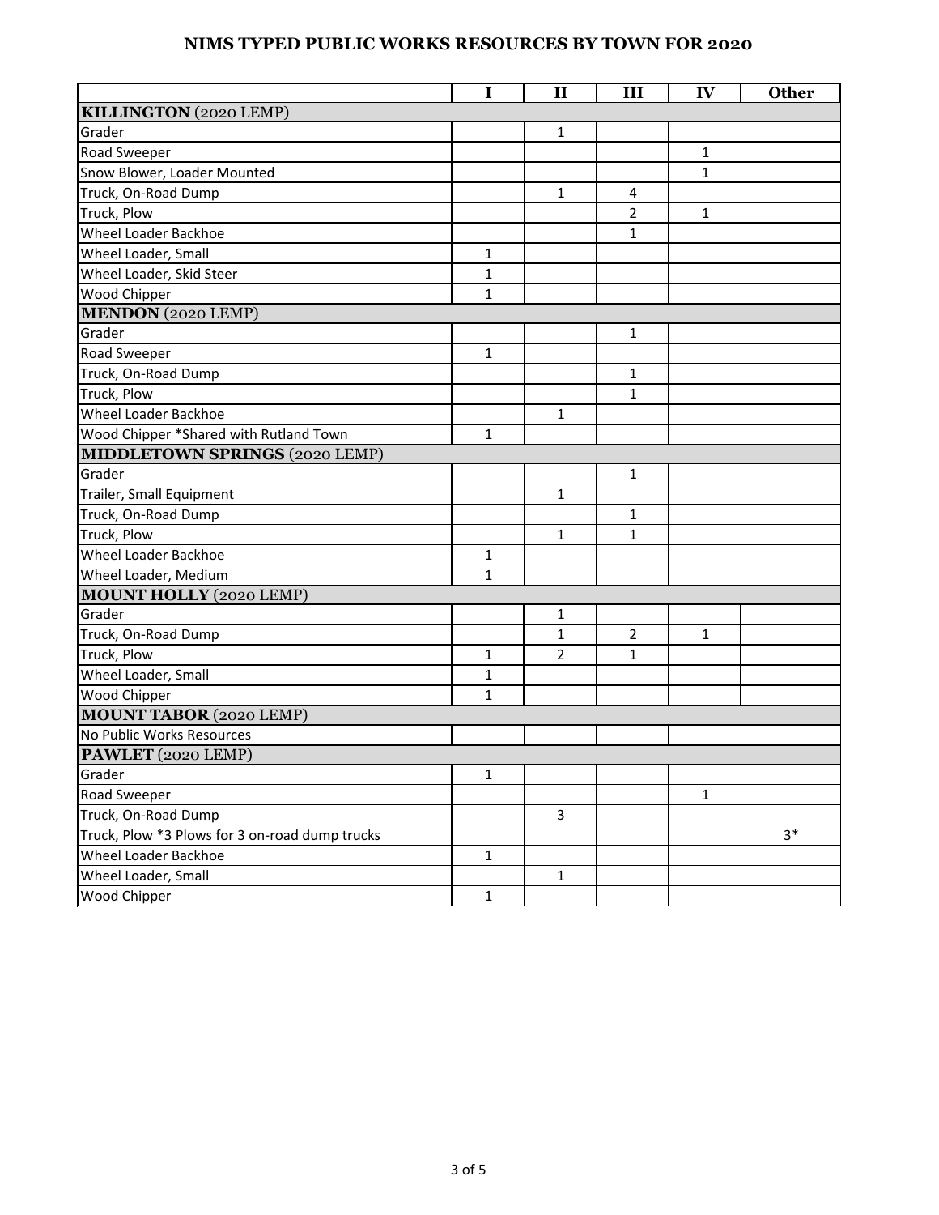# NIMS TYPED PUBLIC WORKS RESOURCES BY TOWN FOR 2020

| | I | II | III | IV | Other |
|---|---|---|---|---|---|
| **KILLINGTON** (2020 LEMP) | | | | | |
| Grader | | 1 | | | |
| Road Sweeper | | | | 1 | |
| Snow Blower, Loader Mounted | | | | 1 | |
| Truck, On-Road Dump | | 1 | 4 | | |
| Truck, Plow | | | 2 | 1 | |
| Wheel Loader Backhoe | | | 1 | | |
| Wheel Loader, Small | 1 | | | | |
| Wheel Loader, Skid Steer | 1 | | | | |
| Wood Chipper | 1 | | | | |
| **MENDON** (2020 LEMP) | | | | | |
| Grader | | | 1 | | |
| Road Sweeper | 1 | | | | |
| Truck, On-Road Dump | | | 1 | | |
| Truck, Plow | | | 1 | | |
| Wheel Loader Backhoe | | 1 | | | |
| Wood Chipper *Shared with Rutland Town | 1 | | | | |
| **MIDDLETOWN SPRINGS** (2020 LEMP) | | | | | |
| Grader | | | 1 | | |
| Trailer, Small Equipment | | 1 | | | |
| Truck, On-Road Dump | | | 1 | | |
| Truck, Plow | | 1 | 1 | | |
| Wheel Loader Backhoe | 1 | | | | |
| Wheel Loader, Medium | 1 | | | | |
| **MOUNT HOLLY** (2020 LEMP) | | | | | |
| Grader | | 1 | | | |
| Truck, On-Road Dump | | 1 | 2 | 1 | |
| Truck, Plow | 1 | 2 | 1 | | |
| Wheel Loader, Small | 1 | | | | |
| Wood Chipper | 1 | | | | |
| **MOUNT TABOR** (2020 LEMP) | | | | | |
| No Public Works Resources | | | | | |
| **PAWLET** (2020 LEMP) | | | | | |
| Grader | 1 | | | | |
| Road Sweeper | | | | 1 | |
| Truck, On-Road Dump | | 3 | | | |
| Truck, Plow *3 Plows for 3 on-road dump trucks | | | | | 3* |
| Wheel Loader Backhoe | 1 | | | | |
| Wheel Loader, Small | | 1 | | | |
| Wood Chipper | 1 | | | | |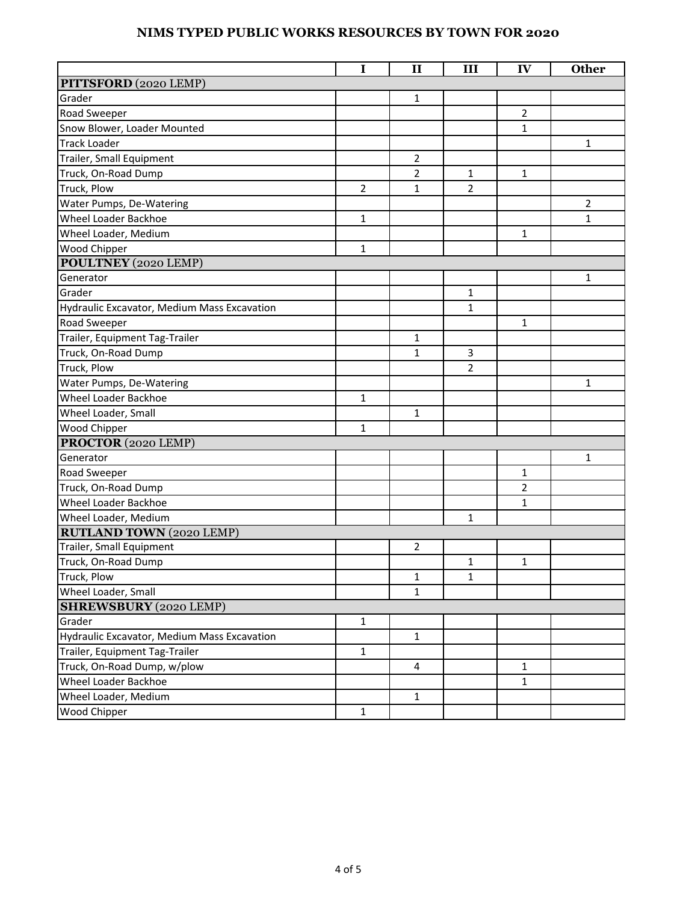# NIMS TYPED PUBLIC WORKS RESOURCES BY TOWN FOR 2020

| | I | II | III | IV | Other |
|---|---|---|---|---|---|
| **PITTSFORD** (2020 LEMP) | | | | | |
| Grader | | 1 | | | |
| Road Sweeper | | | | 2 | |
| Snow Blower, Loader Mounted | | | | 1 | |
| Track Loader | | | | | 1 |
| Trailer, Small Equipment | | 2 | | | |
| Truck, On-Road Dump | | 2 | 1 | 1 | |
| Truck, Plow | 2 | 1 | 2 | | |
| Water Pumps, De-Watering | | | | | 2 |
| Wheel Loader Backhoe | 1 | | | | 1 |
| Wheel Loader, Medium | | | | 1 | |
| Wood Chipper | 1 | | | | |
| **POULTNEY** (2020 LEMP) | | | | | |
| Generator | | | | | 1 |
| Grader | | | 1 | | |
| Hydraulic Excavator, Medium Mass Excavation | | | 1 | | |
| Road Sweeper | | | | 1 | |
| Trailer, Equipment Tag-Trailer | | 1 | | | |
| Truck, On-Road Dump | | 1 | 3 | | |
| Truck, Plow | | | 2 | | |
| Water Pumps, De-Watering | | | | | 1 |
| Wheel Loader Backhoe | 1 | | | | |
| Wheel Loader, Small | | 1 | | | |
| Wood Chipper | 1 | | | | |
| **PROCTOR** (2020 LEMP) | | | | | |
| Generator | | | | | 1 |
| Road Sweeper | | | | 1 | |
| Truck, On-Road Dump | | | | 2 | |
| Wheel Loader Backhoe | | | | 1 | |
| Wheel Loader, Medium | | | 1 | | |
| **RUTLAND TOWN** (2020 LEMP) | | | | | |
| Trailer, Small Equipment | | 2 | | | |
| Truck, On-Road Dump | | | 1 | 1 | |
| Truck, Plow | | 1 | 1 | | |
| Wheel Loader, Small | | 1 | | | |
| **SHREWSBURY** (2020 LEMP) | | | | | |
| Grader | 1 | | | | |
| Hydraulic Excavator, Medium Mass Excavation | | 1 | | | |
| Trailer, Equipment Tag-Trailer | 1 | | | | |
| Truck, On-Road Dump, w/plow | | 4 | | 1 | |
| Wheel Loader Backhoe | | | | 1 | |
| Wheel Loader, Medium | | 1 | | | |
| Wood Chipper | 1 | | | | |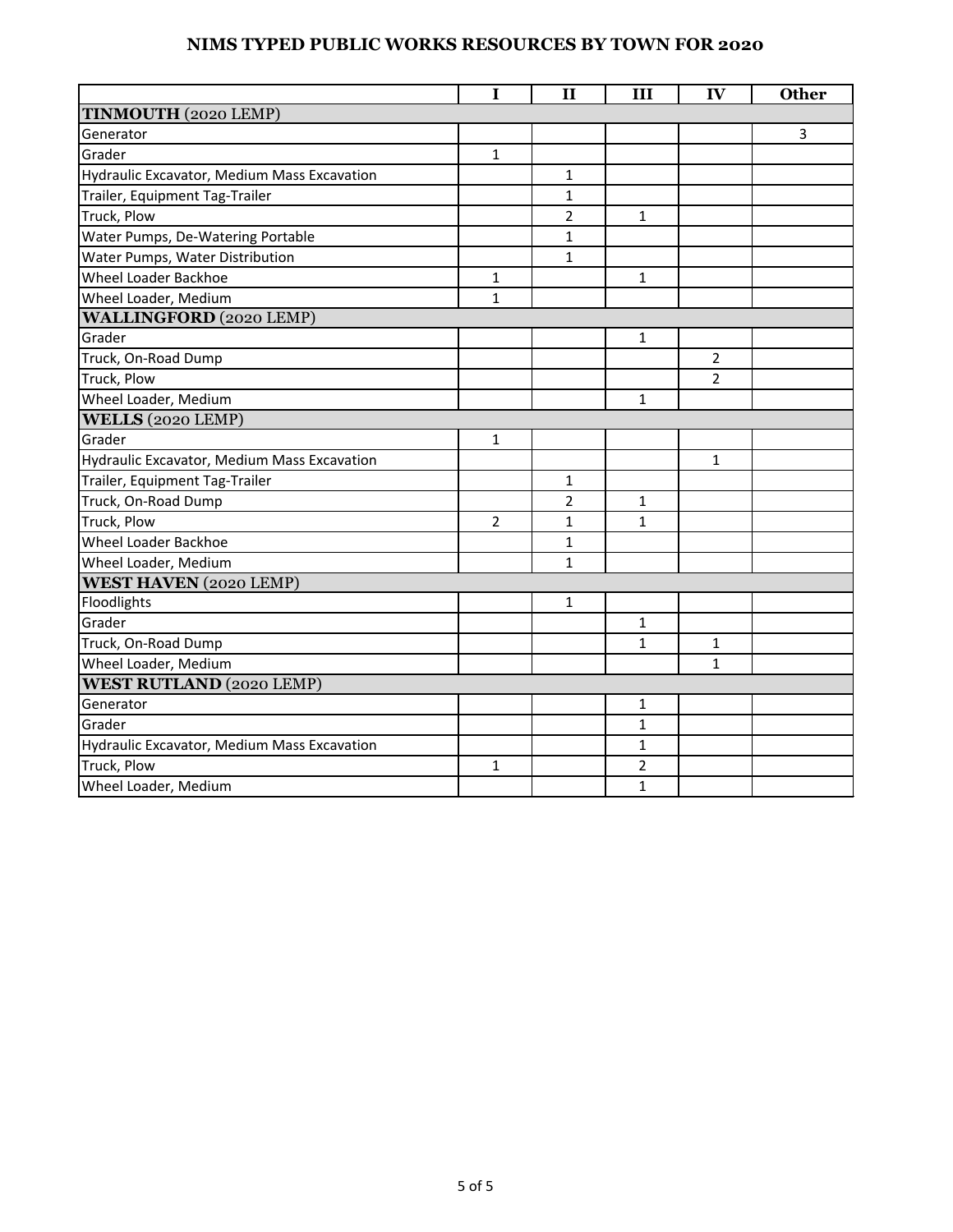# NIMS TYPED PUBLIC WORKS RESOURCES BY TOWN FOR 2020

| | I | II | III | IV | Other |
|---|---|---|---|---|---|
| **TINMOUTH** (2020 LEMP) | | | | | |
| Generator | | | | | 3 |
| Grader | 1 | | | | |
| Hydraulic Excavator, Medium Mass Excavation | | 1 | | | |
| Trailer, Equipment Tag-Trailer | | 1 | | | |
| Truck, Plow | | 2 | 1 | | |
| Water Pumps, De-Watering Portable | | 1 | | | |
| Water Pumps, Water Distribution | | 1 | | | |
| Wheel Loader Backhoe | 1 | | 1 | | |
| Wheel Loader, Medium | 1 | | | | |
| **WALLINGFORD** (2020 LEMP) | | | | | |
| Grader | | | 1 | | |
| Truck, On-Road Dump | | | | 2 | |
| Truck, Plow | | | | 2 | |
| Wheel Loader, Medium | | | 1 | | |
| **WELLS** (2020 LEMP) | | | | | |
| Grader | 1 | | | | |
| Hydraulic Excavator, Medium Mass Excavation | | | | 1 | |
| Trailer, Equipment Tag-Trailer | | 1 | | | |
| Truck, On-Road Dump | | 2 | 1 | | |
| Truck, Plow | 2 | 1 | 1 | | |
| Wheel Loader Backhoe | | 1 | | | |
| Wheel Loader, Medium | | 1 | | | |
| **WEST HAVEN** (2020 LEMP) | | | | | |
| Floodlights | | 1 | | | |
| Grader | | | 1 | | |
| Truck, On-Road Dump | | | 1 | 1 | |
| Wheel Loader, Medium | | | | 1 | |
| **WEST RUTLAND** (2020 LEMP) | | | | | |
| Generator | | | 1 | | |
| Grader | | | 1 | | |
| Hydraulic Excavator, Medium Mass Excavation | | | 1 | | |
| Truck, Plow | 1 | | 2 | | |
| Wheel Loader, Medium | | | 1 | | |